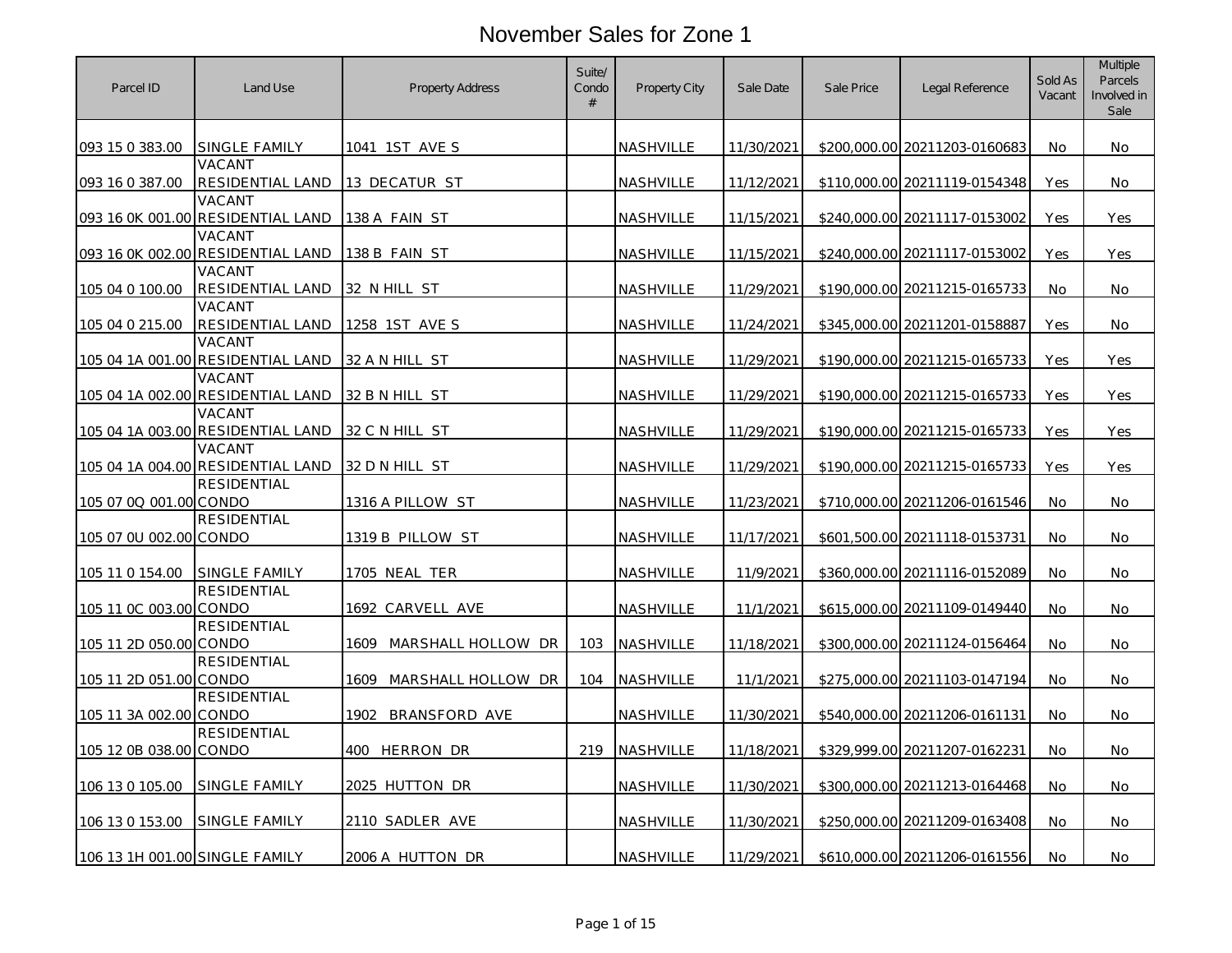# November Sales for Zone 1

| Parcel ID | Land Use | Property Address | Suite/ Condo # | Property City | Sale Date | Sale Price | Legal Reference | Sold As Vacant | Multiple Parcels Involved in Sale |
|---|---|---|---|---|---|---|---|---|---|
| 093 15 0 383.00 | SINGLE FAMILY | 1041 1ST AVE S | | NASHVILLE | 11/30/2021 | $200,000.00 | 20211203-0160683 | No | No |
| 093 16 0 387.00 | VACANT RESIDENTIAL LAND | 13 DECATUR ST | | NASHVILLE | 11/12/2021 | $110,000.00 | 20211119-0154348 | Yes | No |
| 093 16 0K 001.00 | VACANT RESIDENTIAL LAND | 138 A FAIN ST | | NASHVILLE | 11/15/2021 | $240,000.00 | 20211117-0153002 | Yes | Yes |
| 093 16 0K 002.00 | VACANT RESIDENTIAL LAND | 138 B FAIN ST | | NASHVILLE | 11/15/2021 | $240,000.00 | 20211117-0153002 | Yes | Yes |
| 105 04 0 100.00 | VACANT RESIDENTIAL LAND | 32 N HILL ST | | NASHVILLE | 11/29/2021 | $190,000.00 | 20211215-0165733 | No | No |
| 105 04 0 215.00 | VACANT RESIDENTIAL LAND | 1258 1ST AVE S | | NASHVILLE | 11/24/2021 | $345,000.00 | 20211201-0158887 | Yes | No |
| 105 04 1A 001.00 | VACANT RESIDENTIAL LAND | 32 A N HILL ST | | NASHVILLE | 11/29/2021 | $190,000.00 | 20211215-0165733 | Yes | Yes |
| 105 04 1A 002.00 | VACANT RESIDENTIAL LAND | 32 B N HILL ST | | NASHVILLE | 11/29/2021 | $190,000.00 | 20211215-0165733 | Yes | Yes |
| 105 04 1A 003.00 | VACANT RESIDENTIAL LAND | 32 C N HILL ST | | NASHVILLE | 11/29/2021 | $190,000.00 | 20211215-0165733 | Yes | Yes |
| 105 04 1A 004.00 | VACANT RESIDENTIAL LAND | 32 D N HILL ST | | NASHVILLE | 11/29/2021 | $190,000.00 | 20211215-0165733 | Yes | Yes |
| 105 07 0Q 001.00 | RESIDENTIAL CONDO | 1316 A PILLOW ST | | NASHVILLE | 11/23/2021 | $710,000.00 | 20211206-0161546 | No | No |
| 105 07 0U 002.00 | RESIDENTIAL CONDO | 1319 B PILLOW ST | | NASHVILLE | 11/17/2021 | $601,500.00 | 20211118-0153731 | No | No |
| 105 11 0 154.00 | SINGLE FAMILY | 1705 NEAL TER | | NASHVILLE | 11/9/2021 | $360,000.00 | 20211116-0152089 | No | No |
| 105 11 0C 003.00 | RESIDENTIAL CONDO | 1692 CARVELL AVE | | NASHVILLE | 11/1/2021 | $615,000.00 | 20211109-0149440 | No | No |
| 105 11 2D 050.00 | RESIDENTIAL CONDO | 1609 MARSHALL HOLLOW DR | 103 | NASHVILLE | 11/18/2021 | $300,000.00 | 20211124-0156464 | No | No |
| 105 11 2D 051.00 | RESIDENTIAL CONDO | 1609 MARSHALL HOLLOW DR | 104 | NASHVILLE | 11/1/2021 | $275,000.00 | 20211103-0147194 | No | No |
| 105 11 3A 002.00 | RESIDENTIAL CONDO | 1902 BRANSFORD AVE | | NASHVILLE | 11/30/2021 | $540,000.00 | 20211206-0161131 | No | No |
| 105 12 0B 038.00 | RESIDENTIAL CONDO | 400 HERRON DR | 219 | NASHVILLE | 11/18/2021 | $329,999.00 | 20211207-0162231 | No | No |
| 106 13 0 105.00 | SINGLE FAMILY | 2025 HUTTON DR | | NASHVILLE | 11/30/2021 | $300,000.00 | 20211213-0164468 | No | No |
| 106 13 0 153.00 | SINGLE FAMILY | 2110 SADLER AVE | | NASHVILLE | 11/30/2021 | $250,000.00 | 20211209-0163408 | No | No |
| 106 13 1H 001.00 | SINGLE FAMILY | 2006 A HUTTON DR | | NASHVILLE | 11/29/2021 | $610,000.00 | 20211206-0161556 | No | No |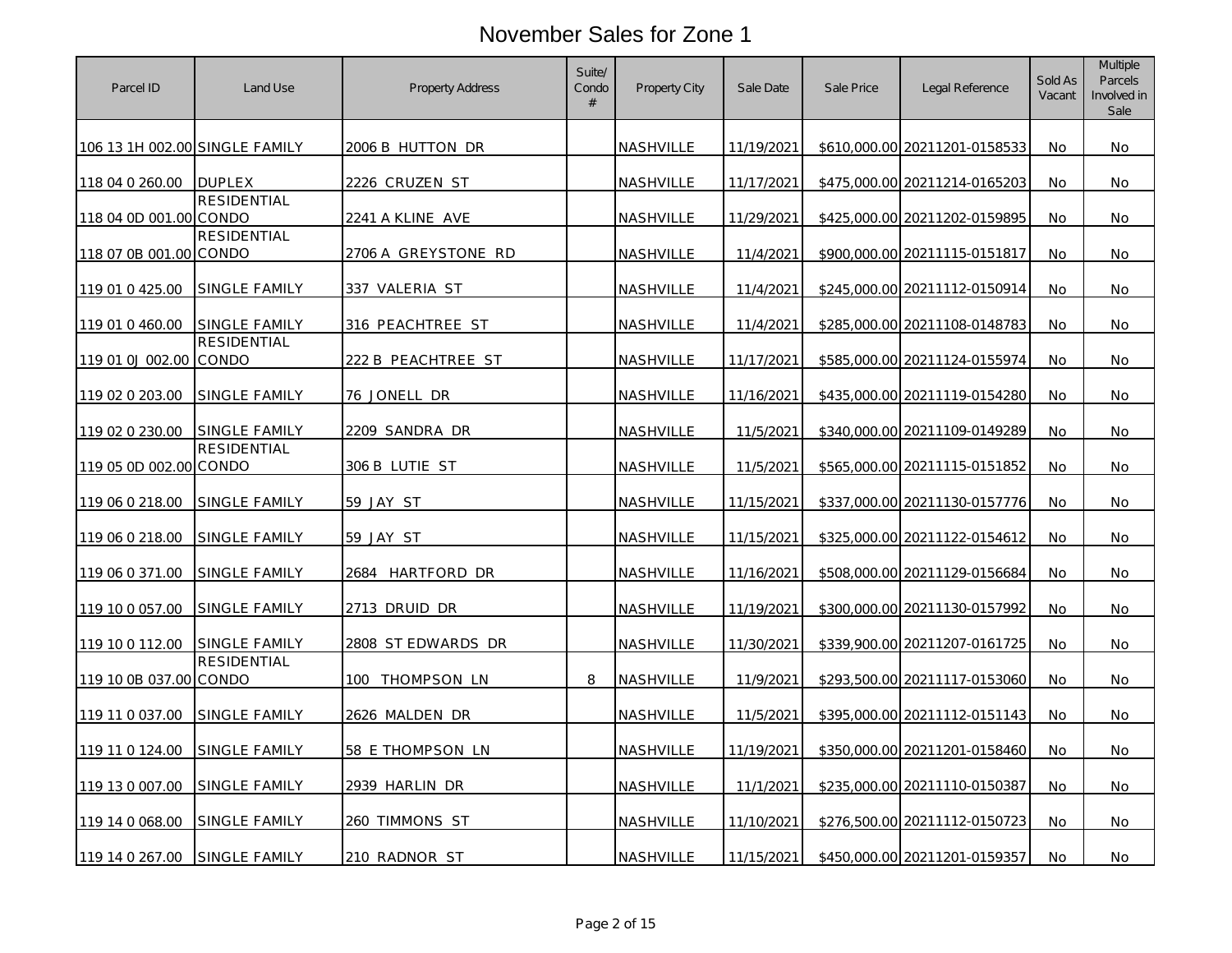# November Sales for Zone 1

| Parcel ID | Land Use | Property Address | Suite/ Condo # | Property City | Sale Date | Sale Price | Legal Reference | Sold As Vacant | Multiple Parcels Involved in Sale |
|---|---|---|---|---|---|---|---|---|---|
| 106 13 1H 002.00 | SINGLE FAMILY | 2006 B HUTTON DR | | NASHVILLE | 11/19/2021 | $610,000.00 | 20211201-0158533 | No | No |
| 118 04 0 260.00 | DUPLEX | 2226 CRUZEN ST | | NASHVILLE | 11/17/2021 | $475,000.00 | 20211214-0165203 | No | No |
| 118 04 0D 001.00 | RESIDENTIAL CONDO | 2241 A KLINE AVE | | NASHVILLE | 11/29/2021 | $425,000.00 | 20211202-0159895 | No | No |
| 118 07 0B 001.00 | RESIDENTIAL CONDO | 2706 A GREYSTONE RD | | NASHVILLE | 11/4/2021 | $900,000.00 | 20211115-0151817 | No | No |
| 119 01 0 425.00 | SINGLE FAMILY | 337 VALERIA ST | | NASHVILLE | 11/4/2021 | $245,000.00 | 20211112-0150914 | No | No |
| 119 01 0 460.00 | SINGLE FAMILY | 316 PEACHTREE ST | | NASHVILLE | 11/4/2021 | $285,000.00 | 20211108-0148783 | No | No |
| 119 01 0J 002.00 | RESIDENTIAL CONDO | 222 B PEACHTREE ST | | NASHVILLE | 11/17/2021 | $585,000.00 | 20211124-0155974 | No | No |
| 119 02 0 203.00 | SINGLE FAMILY | 76 JONELL DR | | NASHVILLE | 11/16/2021 | $435,000.00 | 20211119-0154280 | No | No |
| 119 02 0 230.00 | SINGLE FAMILY | 2209 SANDRA DR | | NASHVILLE | 11/5/2021 | $340,000.00 | 20211109-0149289 | No | No |
| 119 05 0D 002.00 | RESIDENTIAL CONDO | 306 B LUTIE ST | | NASHVILLE | 11/5/2021 | $565,000.00 | 20211115-0151852 | No | No |
| 119 06 0 218.00 | SINGLE FAMILY | 59 JAY ST | | NASHVILLE | 11/15/2021 | $337,000.00 | 20211130-0157776 | No | No |
| 119 06 0 218.00 | SINGLE FAMILY | 59 JAY ST | | NASHVILLE | 11/15/2021 | $325,000.00 | 20211122-0154612 | No | No |
| 119 06 0 371.00 | SINGLE FAMILY | 2684 HARTFORD DR | | NASHVILLE | 11/16/2021 | $508,000.00 | 20211129-0156684 | No | No |
| 119 10 0 057.00 | SINGLE FAMILY | 2713 DRUID DR | | NASHVILLE | 11/19/2021 | $300,000.00 | 20211130-0157992 | No | No |
| 119 10 0 112.00 | SINGLE FAMILY | 2808 ST EDWARDS DR | | NASHVILLE | 11/30/2021 | $339,900.00 | 20211207-0161725 | No | No |
| 119 10 0B 037.00 | RESIDENTIAL CONDO | 100 THOMPSON LN | 8 | NASHVILLE | 11/9/2021 | $293,500.00 | 20211117-0153060 | No | No |
| 119 11 0 037.00 | SINGLE FAMILY | 2626 MALDEN DR | | NASHVILLE | 11/5/2021 | $395,000.00 | 20211112-0151143 | No | No |
| 119 11 0 124.00 | SINGLE FAMILY | 58 E THOMPSON LN | | NASHVILLE | 11/19/2021 | $350,000.00 | 20211201-0158460 | No | No |
| 119 13 0 007.00 | SINGLE FAMILY | 2939 HARLIN DR | | NASHVILLE | 11/1/2021 | $235,000.00 | 20211110-0150387 | No | No |
| 119 14 0 068.00 | SINGLE FAMILY | 260 TIMMONS ST | | NASHVILLE | 11/10/2021 | $276,500.00 | 20211112-0150723 | No | No |
| 119 14 0 267.00 | SINGLE FAMILY | 210 RADNOR ST | | NASHVILLE | 11/15/2021 | $450,000.00 | 20211201-0159357 | No | No |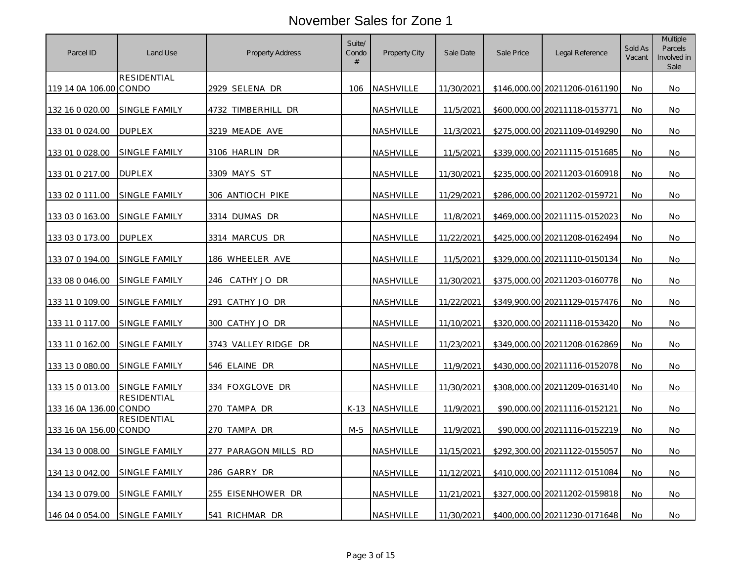# November Sales for Zone 1

| Parcel ID | Land Use | Property Address | Suite/ Condo # | Property City | Sale Date | Sale Price | Legal Reference | Sold As Vacant | Multiple Parcels Involved in Sale |
|---|---|---|---|---|---|---|---|---|---|
| 119 14 0A 106.00 | RESIDENTIAL CONDO | 2929 SELENA DR | 106 | NASHVILLE | 11/30/2021 | $146,000.00 | 20211206-0161190 | No | No |
| 132 16 0 020.00 | SINGLE FAMILY | 4732 TIMBERHILL DR | | NASHVILLE | 11/5/2021 | $600,000.00 | 20211118-0153771 | No | No |
| 133 01 0 024.00 | DUPLEX | 3219 MEADE AVE | | NASHVILLE | 11/3/2021 | $275,000.00 | 20211109-0149290 | No | No |
| 133 01 0 028.00 | SINGLE FAMILY | 3106 HARLIN DR | | NASHVILLE | 11/5/2021 | $339,000.00 | 20211115-0151685 | No | No |
| 133 01 0 217.00 | DUPLEX | 3309 MAYS ST | | NASHVILLE | 11/30/2021 | $235,000.00 | 20211203-0160918 | No | No |
| 133 02 0 111.00 | SINGLE FAMILY | 306 ANTIOCH PIKE | | NASHVILLE | 11/29/2021 | $286,000.00 | 20211202-0159721 | No | No |
| 133 03 0 163.00 | SINGLE FAMILY | 3314 DUMAS DR | | NASHVILLE | 11/8/2021 | $469,000.00 | 20211115-0152023 | No | No |
| 133 03 0 173.00 | DUPLEX | 3314 MARCUS DR | | NASHVILLE | 11/22/2021 | $425,000.00 | 20211208-0162494 | No | No |
| 133 07 0 194.00 | SINGLE FAMILY | 186 WHEELER AVE | | NASHVILLE | 11/5/2021 | $329,000.00 | 20211110-0150134 | No | No |
| 133 08 0 046.00 | SINGLE FAMILY | 246 CATHY JO DR | | NASHVILLE | 11/30/2021 | $375,000.00 | 20211203-0160778 | No | No |
| 133 11 0 109.00 | SINGLE FAMILY | 291 CATHY JO DR | | NASHVILLE | 11/22/2021 | $349,900.00 | 20211129-0157476 | No | No |
| 133 11 0 117.00 | SINGLE FAMILY | 300 CATHY JO DR | | NASHVILLE | 11/10/2021 | $320,000.00 | 20211118-0153420 | No | No |
| 133 11 0 162.00 | SINGLE FAMILY | 3743 VALLEY RIDGE DR | | NASHVILLE | 11/23/2021 | $349,000.00 | 20211208-0162869 | No | No |
| 133 13 0 080.00 | SINGLE FAMILY | 546 ELAINE DR | | NASHVILLE | 11/9/2021 | $430,000.00 | 20211116-0152078 | No | No |
| 133 15 0 013.00 | SINGLE FAMILY | 334 FOXGLOVE DR | | NASHVILLE | 11/30/2021 | $308,000.00 | 20211209-0163140 | No | No |
| 133 16 0A 136.00 | RESIDENTIAL CONDO | 270 TAMPA DR | K-13 | NASHVILLE | 11/9/2021 | $90,000.00 | 20211116-0152121 | No | No |
| 133 16 0A 156.00 | RESIDENTIAL CONDO | 270 TAMPA DR | M-5 | NASHVILLE | 11/9/2021 | $90,000.00 | 20211116-0152219 | No | No |
| 134 13 0 008.00 | SINGLE FAMILY | 277 PARAGON MILLS RD | | NASHVILLE | 11/15/2021 | $292,300.00 | 20211122-0155057 | No | No |
| 134 13 0 042.00 | SINGLE FAMILY | 286 GARRY DR | | NASHVILLE | 11/12/2021 | $410,000.00 | 20211112-0151084 | No | No |
| 134 13 0 079.00 | SINGLE FAMILY | 255 EISENHOWER DR | | NASHVILLE | 11/21/2021 | $327,000.00 | 20211202-0159818 | No | No |
| 146 04 0 054.00 | SINGLE FAMILY | 541 RICHMAR DR | | NASHVILLE | 11/30/2021 | $400,000.00 | 20211230-0171648 | No | No |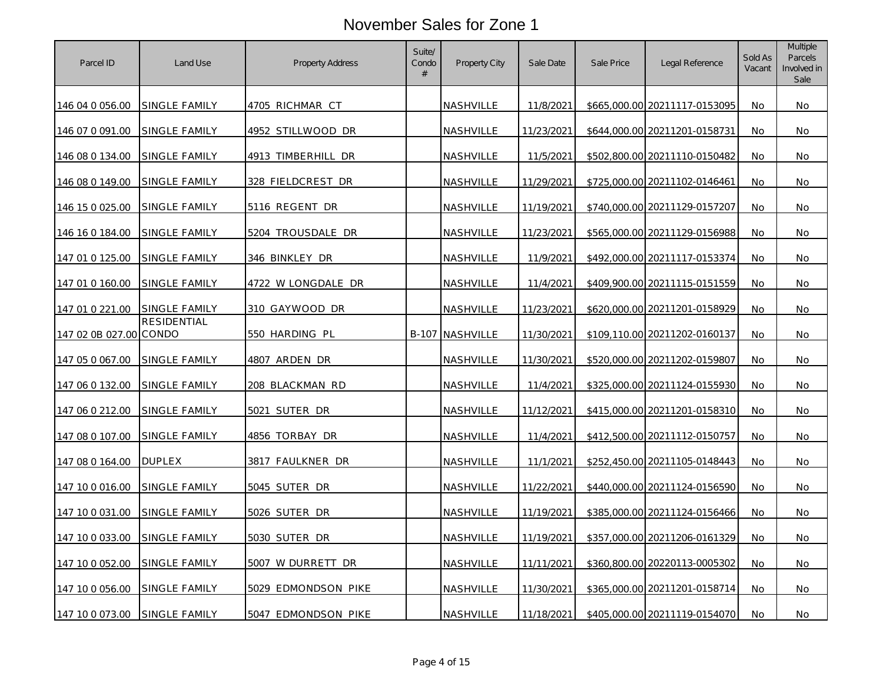# November Sales for Zone 1

| Parcel ID | Land Use | Property Address | Suite/ Condo # | Property City | Sale Date | Sale Price | Legal Reference | Sold As Vacant | Multiple Parcels Involved in Sale |
|---|---|---|---|---|---|---|---|---|---|
| 146 04 0 056.00 | SINGLE FAMILY | 4705 RICHMAR CT | | NASHVILLE | 11/8/2021 | $665,000.00 | 20211117-0153095 | No | No |
| 146 07 0 091.00 | SINGLE FAMILY | 4952 STILLWOOD DR | | NASHVILLE | 11/23/2021 | $644,000.00 | 20211201-0158731 | No | No |
| 146 08 0 134.00 | SINGLE FAMILY | 4913 TIMBERHILL DR | | NASHVILLE | 11/5/2021 | $502,800.00 | 20211110-0150482 | No | No |
| 146 08 0 149.00 | SINGLE FAMILY | 328 FIELDCREST DR | | NASHVILLE | 11/29/2021 | $725,000.00 | 20211102-0146461 | No | No |
| 146 15 0 025.00 | SINGLE FAMILY | 5116 REGENT DR | | NASHVILLE | 11/19/2021 | $740,000.00 | 20211129-0157207 | No | No |
| 146 16 0 184.00 | SINGLE FAMILY | 5204 TROUSDALE DR | | NASHVILLE | 11/23/2021 | $565,000.00 | 20211129-0156988 | No | No |
| 147 01 0 125.00 | SINGLE FAMILY | 346 BINKLEY DR | | NASHVILLE | 11/9/2021 | $492,000.00 | 20211117-0153374 | No | No |
| 147 01 0 160.00 | SINGLE FAMILY | 4722 W LONGDALE DR | | NASHVILLE | 11/4/2021 | $409,900.00 | 20211115-0151559 | No | No |
| 147 01 0 221.00 | SINGLE FAMILY | 310 GAYWOOD DR | | NASHVILLE | 11/23/2021 | $620,000.00 | 20211201-0158929 | No | No |
| 147 02 0B 027.00 | RESIDENTIAL CONDO | 550 HARDING PL | B-107 | NASHVILLE | 11/30/2021 | $109,110.00 | 20211202-0160137 | No | No |
| 147 05 0 067.00 | SINGLE FAMILY | 4807 ARDEN DR | | NASHVILLE | 11/30/2021 | $520,000.00 | 20211202-0159807 | No | No |
| 147 06 0 132.00 | SINGLE FAMILY | 208 BLACKMAN RD | | NASHVILLE | 11/4/2021 | $325,000.00 | 20211124-0155930 | No | No |
| 147 06 0 212.00 | SINGLE FAMILY | 5021 SUTER DR | | NASHVILLE | 11/12/2021 | $415,000.00 | 20211201-0158310 | No | No |
| 147 08 0 107.00 | SINGLE FAMILY | 4856 TORBAY DR | | NASHVILLE | 11/4/2021 | $412,500.00 | 20211112-0150757 | No | No |
| 147 08 0 164.00 | DUPLEX | 3817 FAULKNER DR | | NASHVILLE | 11/1/2021 | $252,450.00 | 20211105-0148443 | No | No |
| 147 10 0 016.00 | SINGLE FAMILY | 5045 SUTER DR | | NASHVILLE | 11/22/2021 | $440,000.00 | 20211124-0156590 | No | No |
| 147 10 0 031.00 | SINGLE FAMILY | 5026 SUTER DR | | NASHVILLE | 11/19/2021 | $385,000.00 | 20211124-0156466 | No | No |
| 147 10 0 033.00 | SINGLE FAMILY | 5030 SUTER DR | | NASHVILLE | 11/19/2021 | $357,000.00 | 20211206-0161329 | No | No |
| 147 10 0 052.00 | SINGLE FAMILY | 5007 W DURRETT DR | | NASHVILLE | 11/11/2021 | $360,800.00 | 20220113-0005302 | No | No |
| 147 10 0 056.00 | SINGLE FAMILY | 5029 EDMONDSON PIKE | | NASHVILLE | 11/30/2021 | $365,000.00 | 20211201-0158714 | No | No |
| 147 10 0 073.00 | SINGLE FAMILY | 5047 EDMONDSON PIKE | | NASHVILLE | 11/18/2021 | $405,000.00 | 20211119-0154070 | No | No |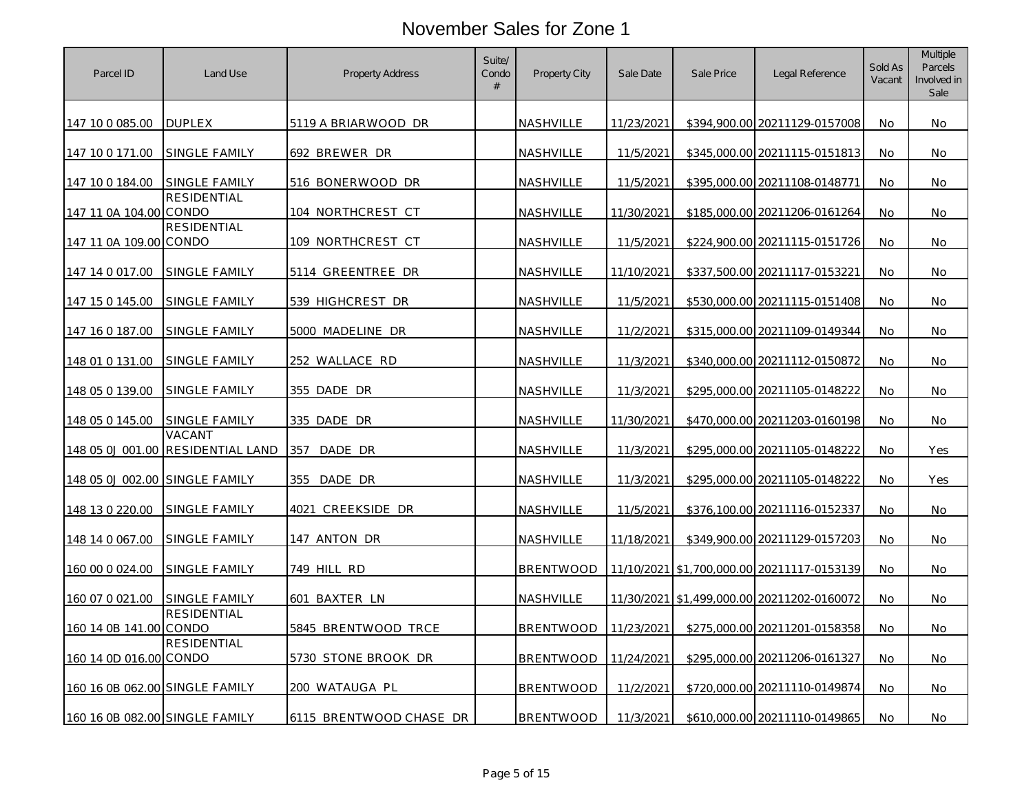# November Sales for Zone 1

| Parcel ID | Land Use | Property Address | Suite/ Condo # | Property City | Sale Date | Sale Price | Legal Reference | Sold As Vacant | Multiple Parcels Involved in Sale |
|---|---|---|---|---|---|---|---|---|---|
| 147 10 0 085.00 | DUPLEX | 5119 A BRIARWOOD DR | | NASHVILLE | 11/23/2021 | $394,900.00 | 20211129-0157008 | No | No |
| 147 10 0 171.00 | SINGLE FAMILY | 692 BREWER DR | | NASHVILLE | 11/5/2021 | $345,000.00 | 20211115-0151813 | No | No |
| 147 10 0 184.00 | SINGLE FAMILY | 516 BONERWOOD DR | | NASHVILLE | 11/5/2021 | $395,000.00 | 20211108-0148771 | No | No |
| 147 11 0A 104.00 | RESIDENTIAL CONDO | 104 NORTHCREST CT | | NASHVILLE | 11/30/2021 | $185,000.00 | 20211206-0161264 | No | No |
| 147 11 0A 109.00 | RESIDENTIAL CONDO | 109 NORTHCREST CT | | NASHVILLE | 11/5/2021 | $224,900.00 | 20211115-0151726 | No | No |
| 147 14 0 017.00 | SINGLE FAMILY | 5114 GREENTREE DR | | NASHVILLE | 11/10/2021 | $337,500.00 | 20211117-0153221 | No | No |
| 147 15 0 145.00 | SINGLE FAMILY | 539 HIGHCREST DR | | NASHVILLE | 11/5/2021 | $530,000.00 | 20211115-0151408 | No | No |
| 147 16 0 187.00 | SINGLE FAMILY | 5000 MADELINE DR | | NASHVILLE | 11/2/2021 | $315,000.00 | 20211109-0149344 | No | No |
| 148 01 0 131.00 | SINGLE FAMILY | 252 WALLACE RD | | NASHVILLE | 11/3/2021 | $340,000.00 | 20211112-0150872 | No | No |
| 148 05 0 139.00 | SINGLE FAMILY | 355 DADE DR | | NASHVILLE | 11/3/2021 | $295,000.00 | 20211105-0148222 | No | No |
| 148 05 0 145.00 | SINGLE FAMILY | 335 DADE DR | | NASHVILLE | 11/30/2021 | $470,000.00 | 20211203-0160198 | No | No |
| 148 05 0J 001.00 | VACANT RESIDENTIAL LAND | 357 DADE DR | | NASHVILLE | 11/3/2021 | $295,000.00 | 20211105-0148222 | No | Yes |
| 148 05 0J 002.00 | SINGLE FAMILY | 355 DADE DR | | NASHVILLE | 11/3/2021 | $295,000.00 | 20211105-0148222 | No | Yes |
| 148 13 0 220.00 | SINGLE FAMILY | 4021 CREEKSIDE DR | | NASHVILLE | 11/5/2021 | $376,100.00 | 20211116-0152337 | No | No |
| 148 14 0 067.00 | SINGLE FAMILY | 147 ANTON DR | | NASHVILLE | 11/18/2021 | $349,900.00 | 20211129-0157203 | No | No |
| 160 00 0 024.00 | SINGLE FAMILY | 749 HILL RD | | BRENTWOOD | 11/10/2021 | $1,700,000.00 | 20211117-0153139 | No | No |
| 160 07 0 021.00 | SINGLE FAMILY | 601 BAXTER LN | | NASHVILLE | 11/30/2021 | $1,499,000.00 | 20211202-0160072 | No | No |
| 160 14 0B 141.00 | RESIDENTIAL CONDO | 5845 BRENTWOOD TRCE | | BRENTWOOD | 11/23/2021 | $275,000.00 | 20211201-0158358 | No | No |
| 160 14 0D 016.00 | RESIDENTIAL CONDO | 5730 STONE BROOK DR | | BRENTWOOD | 11/24/2021 | $295,000.00 | 20211206-0161327 | No | No |
| 160 16 0B 062.00 | SINGLE FAMILY | 200 WATAUGA PL | | BRENTWOOD | 11/2/2021 | $720,000.00 | 20211110-0149874 | No | No |
| 160 16 0B 082.00 | SINGLE FAMILY | 6115 BRENTWOOD CHASE DR | | BRENTWOOD | 11/3/2021 | $610,000.00 | 20211110-0149865 | No | No |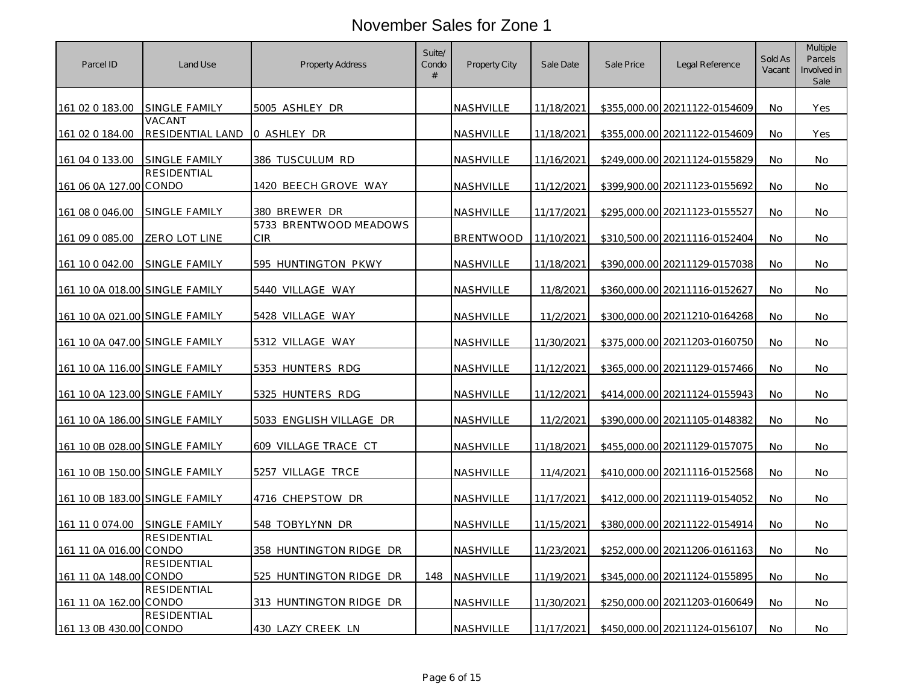# November Sales for Zone 1

| Parcel ID | Land Use | Property Address | Suite/ Condo # | Property City | Sale Date | Sale Price | Legal Reference | Sold As Vacant | Multiple Parcels Involved in Sale |
|---|---|---|---|---|---|---|---|---|---|
| 161 02 0 183.00 | SINGLE FAMILY | 5005 ASHLEY DR | | NASHVILLE | 11/18/2021 | $355,000.00 | 20211122-0154609 | No | Yes |
| 161 02 0 184.00 | VACANT RESIDENTIAL LAND | 0 ASHLEY DR | | NASHVILLE | 11/18/2021 | $355,000.00 | 20211122-0154609 | No | Yes |
| 161 04 0 133.00 | SINGLE FAMILY | 386 TUSCULUM RD | | NASHVILLE | 11/16/2021 | $249,000.00 | 20211124-0155829 | No | No |
| 161 06 0A 127.00 | RESIDENTIAL CONDO | 1420 BEECH GROVE WAY | | NASHVILLE | 11/12/2021 | $399,900.00 | 20211123-0155692 | No | No |
| 161 08 0 046.00 | SINGLE FAMILY | 380 BREWER DR | | NASHVILLE | 11/17/2021 | $295,000.00 | 20211123-0155527 | No | No |
| 161 09 0 085.00 | ZERO LOT LINE | 5733 BRENTWOOD MEADOWS CIR | | BRENTWOOD | 11/10/2021 | $310,500.00 | 20211116-0152404 | No | No |
| 161 10 0 042.00 | SINGLE FAMILY | 595 HUNTINGTON PKWY | | NASHVILLE | 11/18/2021 | $390,000.00 | 20211129-0157038 | No | No |
| 161 10 0A 018.00 | SINGLE FAMILY | 5440 VILLAGE WAY | | NASHVILLE | 11/8/2021 | $360,000.00 | 20211116-0152627 | No | No |
| 161 10 0A 021.00 | SINGLE FAMILY | 5428 VILLAGE WAY | | NASHVILLE | 11/2/2021 | $300,000.00 | 20211210-0164268 | No | No |
| 161 10 0A 047.00 | SINGLE FAMILY | 5312 VILLAGE WAY | | NASHVILLE | 11/30/2021 | $375,000.00 | 20211203-0160750 | No | No |
| 161 10 0A 116.00 | SINGLE FAMILY | 5353 HUNTERS RDG | | NASHVILLE | 11/12/2021 | $365,000.00 | 20211129-0157466 | No | No |
| 161 10 0A 123.00 | SINGLE FAMILY | 5325 HUNTERS RDG | | NASHVILLE | 11/12/2021 | $414,000.00 | 20211124-0155943 | No | No |
| 161 10 0A 186.00 | SINGLE FAMILY | 5033 ENGLISH VILLAGE DR | | NASHVILLE | 11/2/2021 | $390,000.00 | 20211105-0148382 | No | No |
| 161 10 0B 028.00 | SINGLE FAMILY | 609 VILLAGE TRACE CT | | NASHVILLE | 11/18/2021 | $455,000.00 | 20211129-0157075 | No | No |
| 161 10 0B 150.00 | SINGLE FAMILY | 5257 VILLAGE TRCE | | NASHVILLE | 11/4/2021 | $410,000.00 | 20211116-0152568 | No | No |
| 161 10 0B 183.00 | SINGLE FAMILY | 4716 CHEPSTOW DR | | NASHVILLE | 11/17/2021 | $412,000.00 | 20211119-0154052 | No | No |
| 161 11 0 074.00 | SINGLE FAMILY | 548 TOBYLYNN DR | | NASHVILLE | 11/15/2021 | $380,000.00 | 20211122-0154914 | No | No |
| 161 11 0A 016.00 | RESIDENTIAL CONDO | 358 HUNTINGTON RIDGE DR | | NASHVILLE | 11/23/2021 | $252,000.00 | 20211206-0161163 | No | No |
| 161 11 0A 148.00 | RESIDENTIAL CONDO | 525 HUNTINGTON RIDGE DR | 148 | NASHVILLE | 11/19/2021 | $345,000.00 | 20211124-0155895 | No | No |
| 161 11 0A 162.00 | RESIDENTIAL CONDO | 313 HUNTINGTON RIDGE DR | | NASHVILLE | 11/30/2021 | $250,000.00 | 20211203-0160649 | No | No |
| 161 13 0B 430.00 | RESIDENTIAL CONDO | 430 LAZY CREEK LN | | NASHVILLE | 11/17/2021 | $450,000.00 | 20211124-0156107 | No | No |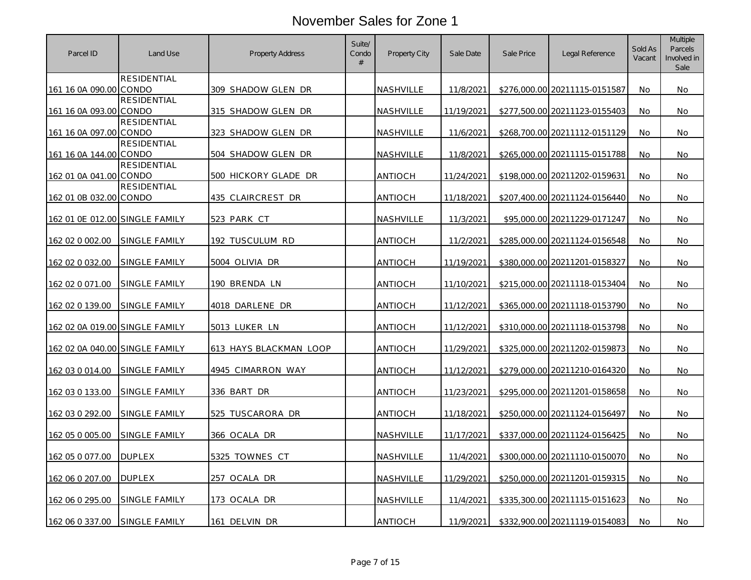# November Sales for Zone 1

| Parcel ID | Land Use | Property Address | Suite/ Condo # | Property City | Sale Date | Sale Price | Legal Reference | Sold As Vacant | Multiple Parcels Involved in Sale |
|---|---|---|---|---|---|---|---|---|---|
| 161 16 0A 090.00 | RESIDENTIAL CONDO | 309 SHADOW GLEN DR | | NASHVILLE | 11/8/2021 | $276,000.00 | 20211115-0151587 | No | No |
| 161 16 0A 093.00 | RESIDENTIAL CONDO | 315 SHADOW GLEN DR | | NASHVILLE | 11/19/2021 | $277,500.00 | 20211123-0155403 | No | No |
| 161 16 0A 097.00 | RESIDENTIAL CONDO | 323 SHADOW GLEN DR | | NASHVILLE | 11/6/2021 | $268,700.00 | 20211112-0151129 | No | No |
| 161 16 0A 144.00 | RESIDENTIAL CONDO | 504 SHADOW GLEN DR | | NASHVILLE | 11/8/2021 | $265,000.00 | 20211115-0151788 | No | No |
| 162 01 0A 041.00 | RESIDENTIAL CONDO | 500 HICKORY GLADE DR | | ANTIOCH | 11/24/2021 | $198,000.00 | 20211202-0159631 | No | No |
| 162 01 0B 032.00 | RESIDENTIAL CONDO | 435 CLAIRCREST DR | | ANTIOCH | 11/18/2021 | $207,400.00 | 20211124-0156440 | No | No |
| 162 01 0E 012.00 | SINGLE FAMILY | 523 PARK CT | | NASHVILLE | 11/3/2021 | $95,000.00 | 20211229-0171247 | No | No |
| 162 02 0 002.00 | SINGLE FAMILY | 192 TUSCULUM RD | | ANTIOCH | 11/2/2021 | $285,000.00 | 20211124-0156548 | No | No |
| 162 02 0 032.00 | SINGLE FAMILY | 5004 OLIVIA DR | | ANTIOCH | 11/19/2021 | $380,000.00 | 20211201-0158327 | No | No |
| 162 02 0 071.00 | SINGLE FAMILY | 190 BRENDA LN | | ANTIOCH | 11/10/2021 | $215,000.00 | 20211118-0153404 | No | No |
| 162 02 0 139.00 | SINGLE FAMILY | 4018 DARLENE DR | | ANTIOCH | 11/12/2021 | $365,000.00 | 20211118-0153790 | No | No |
| 162 02 0A 019.00 | SINGLE FAMILY | 5013 LUKER LN | | ANTIOCH | 11/12/2021 | $310,000.00 | 20211118-0153798 | No | No |
| 162 02 0A 040.00 | SINGLE FAMILY | 613 HAYS BLACKMAN LOOP | | ANTIOCH | 11/29/2021 | $325,000.00 | 20211202-0159873 | No | No |
| 162 03 0 014.00 | SINGLE FAMILY | 4945 CIMARRON WAY | | ANTIOCH | 11/12/2021 | $279,000.00 | 20211210-0164320 | No | No |
| 162 03 0 133.00 | SINGLE FAMILY | 336 BART DR | | ANTIOCH | 11/23/2021 | $295,000.00 | 20211201-0158658 | No | No |
| 162 03 0 292.00 | SINGLE FAMILY | 525 TUSCARORA DR | | ANTIOCH | 11/18/2021 | $250,000.00 | 20211124-0156497 | No | No |
| 162 05 0 005.00 | SINGLE FAMILY | 366 OCALA DR | | NASHVILLE | 11/17/2021 | $337,000.00 | 20211124-0156425 | No | No |
| 162 05 0 077.00 | DUPLEX | 5325 TOWNES CT | | NASHVILLE | 11/4/2021 | $300,000.00 | 20211110-0150070 | No | No |
| 162 06 0 207.00 | DUPLEX | 257 OCALA DR | | NASHVILLE | 11/29/2021 | $250,000.00 | 20211201-0159315 | No | No |
| 162 06 0 295.00 | SINGLE FAMILY | 173 OCALA DR | | NASHVILLE | 11/4/2021 | $335,300.00 | 20211115-0151623 | No | No |
| 162 06 0 337.00 | SINGLE FAMILY | 161 DELVIN DR | | ANTIOCH | 11/9/2021 | $332,900.00 | 20211119-0154083 | No | No |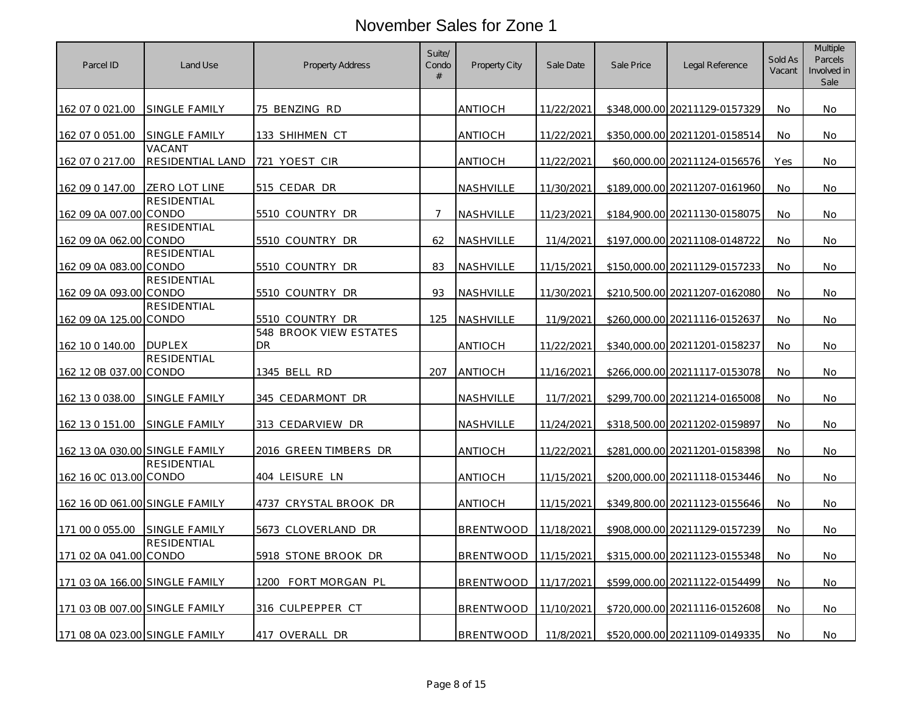# November Sales for Zone 1

| Parcel ID | Land Use | Property Address | Suite/ Condo # | Property City | Sale Date | Sale Price | Legal Reference | Sold As Vacant | Multiple Parcels Involved in Sale |
|---|---|---|---|---|---|---|---|---|---|
| 162 07 0 021.00 | SINGLE FAMILY | 75 BENZING RD | | ANTIOCH | 11/22/2021 | $348,000.00 | 20211129-0157329 | No | No |
| 162 07 0 051.00 | SINGLE FAMILY | 133 SHIHMEN CT | | ANTIOCH | 11/22/2021 | $350,000.00 | 20211201-0158514 | No | No |
| 162 07 0 217.00 | VACANT RESIDENTIAL LAND | 721 YOEST CIR | | ANTIOCH | 11/22/2021 | $60,000.00 | 20211124-0156576 | Yes | No |
| 162 09 0 147.00 | ZERO LOT LINE | 515 CEDAR DR | | NASHVILLE | 11/30/2021 | $189,000.00 | 20211207-0161960 | No | No |
| 162 09 0A 007.00 | RESIDENTIAL CONDO | 5510 COUNTRY DR | 7 | NASHVILLE | 11/23/2021 | $184,900.00 | 20211130-0158075 | No | No |
| 162 09 0A 062.00 | RESIDENTIAL CONDO | 5510 COUNTRY DR | 62 | NASHVILLE | 11/4/2021 | $197,000.00 | 20211108-0148722 | No | No |
| 162 09 0A 083.00 | RESIDENTIAL CONDO | 5510 COUNTRY DR | 83 | NASHVILLE | 11/15/2021 | $150,000.00 | 20211129-0157233 | No | No |
| 162 09 0A 093.00 | RESIDENTIAL CONDO | 5510 COUNTRY DR | 93 | NASHVILLE | 11/30/2021 | $210,500.00 | 20211207-0162080 | No | No |
| 162 09 0A 125.00 | RESIDENTIAL CONDO | 5510 COUNTRY DR | 125 | NASHVILLE | 11/9/2021 | $260,000.00 | 20211116-0152637 | No | No |
| 162 10 0 140.00 | DUPLEX | 548 BROOK VIEW ESTATES DR | | ANTIOCH | 11/22/2021 | $340,000.00 | 20211201-0158237 | No | No |
| 162 12 0B 037.00 | RESIDENTIAL CONDO | 1345 BELL RD | 207 | ANTIOCH | 11/16/2021 | $266,000.00 | 20211117-0153078 | No | No |
| 162 13 0 038.00 | SINGLE FAMILY | 345 CEDARMONT DR | | NASHVILLE | 11/7/2021 | $299,700.00 | 20211214-0165008 | No | No |
| 162 13 0 151.00 | SINGLE FAMILY | 313 CEDARVIEW DR | | NASHVILLE | 11/24/2021 | $318,500.00 | 20211202-0159897 | No | No |
| 162 13 0A 030.00 | SINGLE FAMILY | 2016 GREEN TIMBERS DR | | ANTIOCH | 11/22/2021 | $281,000.00 | 20211201-0158398 | No | No |
| 162 16 0C 013.00 | RESIDENTIAL CONDO | 404 LEISURE LN | | ANTIOCH | 11/15/2021 | $200,000.00 | 20211118-0153446 | No | No |
| 162 16 0D 061.00 | SINGLE FAMILY | 4737 CRYSTAL BROOK DR | | ANTIOCH | 11/15/2021 | $349,800.00 | 20211123-0155646 | No | No |
| 171 00 0 055.00 | SINGLE FAMILY | 5673 CLOVERLAND DR | | BRENTWOOD | 11/18/2021 | $908,000.00 | 20211129-0157239 | No | No |
| 171 02 0A 041.00 | RESIDENTIAL CONDO | 5918 STONE BROOK DR | | BRENTWOOD | 11/15/2021 | $315,000.00 | 20211123-0155348 | No | No |
| 171 03 0A 166.00 | SINGLE FAMILY | 1200 FORT MORGAN PL | | BRENTWOOD | 11/17/2021 | $599,000.00 | 20211122-0154499 | No | No |
| 171 03 0B 007.00 | SINGLE FAMILY | 316 CULPEPPER CT | | BRENTWOOD | 11/10/2021 | $720,000.00 | 20211116-0152608 | No | No |
| 171 08 0A 023.00 | SINGLE FAMILY | 417 OVERALL DR | | BRENTWOOD | 11/8/2021 | $520,000.00 | 20211109-0149335 | No | No |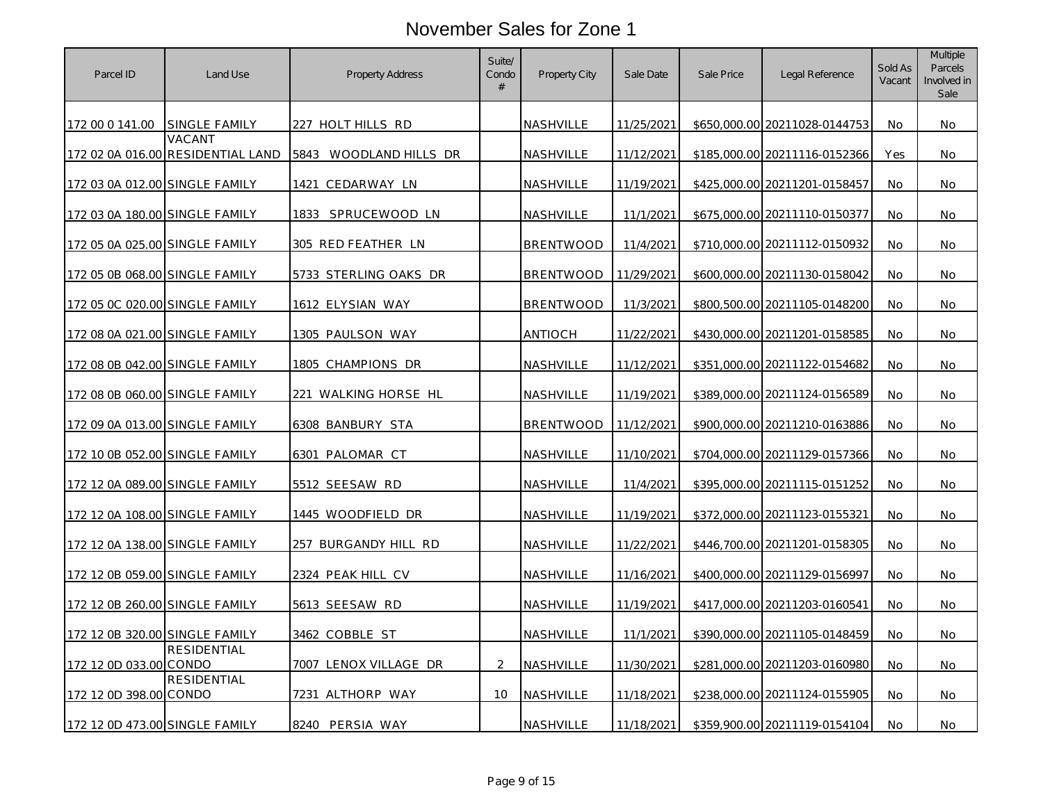# November Sales for Zone 1

| Parcel ID | Land Use | Property Address | Suite/ Condo # | Property City | Sale Date | Sale Price | Legal Reference | Sold As Vacant | Multiple Parcels Involved in Sale |
|---|---|---|---|---|---|---|---|---|---|
| 172 00 0 141.00 | SINGLE FAMILY | 227 HOLT HILLS RD | | NASHVILLE | 11/25/2021 | $650,000.00 | 20211028-0144753 | No | No |
| 172 02 0A 016.00 | VACANT RESIDENTIAL LAND | 5843 WOODLAND HILLS DR | | NASHVILLE | 11/12/2021 | $185,000.00 | 20211116-0152366 | Yes | No |
| 172 03 0A 012.00 | SINGLE FAMILY | 1421 CEDARWAY LN | | NASHVILLE | 11/19/2021 | $425,000.00 | 20211201-0158457 | No | No |
| 172 03 0A 180.00 | SINGLE FAMILY | 1833 SPRUCEWOOD LN | | NASHVILLE | 11/1/2021 | $675,000.00 | 20211110-0150377 | No | No |
| 172 05 0A 025.00 | SINGLE FAMILY | 305 RED FEATHER LN | | BRENTWOOD | 11/4/2021 | $710,000.00 | 20211112-0150932 | No | No |
| 172 05 0B 068.00 | SINGLE FAMILY | 5733 STERLING OAKS DR | | BRENTWOOD | 11/29/2021 | $600,000.00 | 20211130-0158042 | No | No |
| 172 05 0C 020.00 | SINGLE FAMILY | 1612 ELYSIAN WAY | | BRENTWOOD | 11/3/2021 | $800,500.00 | 20211105-0148200 | No | No |
| 172 08 0A 021.00 | SINGLE FAMILY | 1305 PAULSON WAY | | ANTIOCH | 11/22/2021 | $430,000.00 | 20211201-0158585 | No | No |
| 172 08 0B 042.00 | SINGLE FAMILY | 1805 CHAMPIONS DR | | NASHVILLE | 11/12/2021 | $351,000.00 | 20211122-0154682 | No | No |
| 172 08 0B 060.00 | SINGLE FAMILY | 221 WALKING HORSE HL | | NASHVILLE | 11/19/2021 | $389,000.00 | 20211124-0156589 | No | No |
| 172 09 0A 013.00 | SINGLE FAMILY | 6308 BANBURY STA | | BRENTWOOD | 11/12/2021 | $900,000.00 | 20211210-0163886 | No | No |
| 172 10 0B 052.00 | SINGLE FAMILY | 6301 PALOMAR CT | | NASHVILLE | 11/10/2021 | $704,000.00 | 20211129-0157366 | No | No |
| 172 12 0A 089.00 | SINGLE FAMILY | 5512 SEESAW RD | | NASHVILLE | 11/4/2021 | $395,000.00 | 20211115-0151252 | No | No |
| 172 12 0A 108.00 | SINGLE FAMILY | 1445 WOODFIELD DR | | NASHVILLE | 11/19/2021 | $372,000.00 | 20211123-0155321 | No | No |
| 172 12 0A 138.00 | SINGLE FAMILY | 257 BURGANDY HILL RD | | NASHVILLE | 11/22/2021 | $446,700.00 | 20211201-0158305 | No | No |
| 172 12 0B 059.00 | SINGLE FAMILY | 2324 PEAK HILL CV | | NASHVILLE | 11/16/2021 | $400,000.00 | 20211129-0156997 | No | No |
| 172 12 0B 260.00 | SINGLE FAMILY | 5613 SEESAW RD | | NASHVILLE | 11/19/2021 | $417,000.00 | 20211203-0160541 | No | No |
| 172 12 0B 320.00 | SINGLE FAMILY | 3462 COBBLE ST | | NASHVILLE | 11/1/2021 | $390,000.00 | 20211105-0148459 | No | No |
| 172 12 0D 033.00 | RESIDENTIAL CONDO | 7007 LENOX VILLAGE DR | 2 | NASHVILLE | 11/30/2021 | $281,000.00 | 20211203-0160980 | No | No |
| 172 12 0D 398.00 | RESIDENTIAL CONDO | 7231 ALTHORP WAY | 10 | NASHVILLE | 11/18/2021 | $238,000.00 | 20211124-0155905 | No | No |
| 172 12 0D 473.00 | SINGLE FAMILY | 8240 PERSIA WAY | | NASHVILLE | 11/18/2021 | $359,900.00 | 20211119-0154104 | No | No |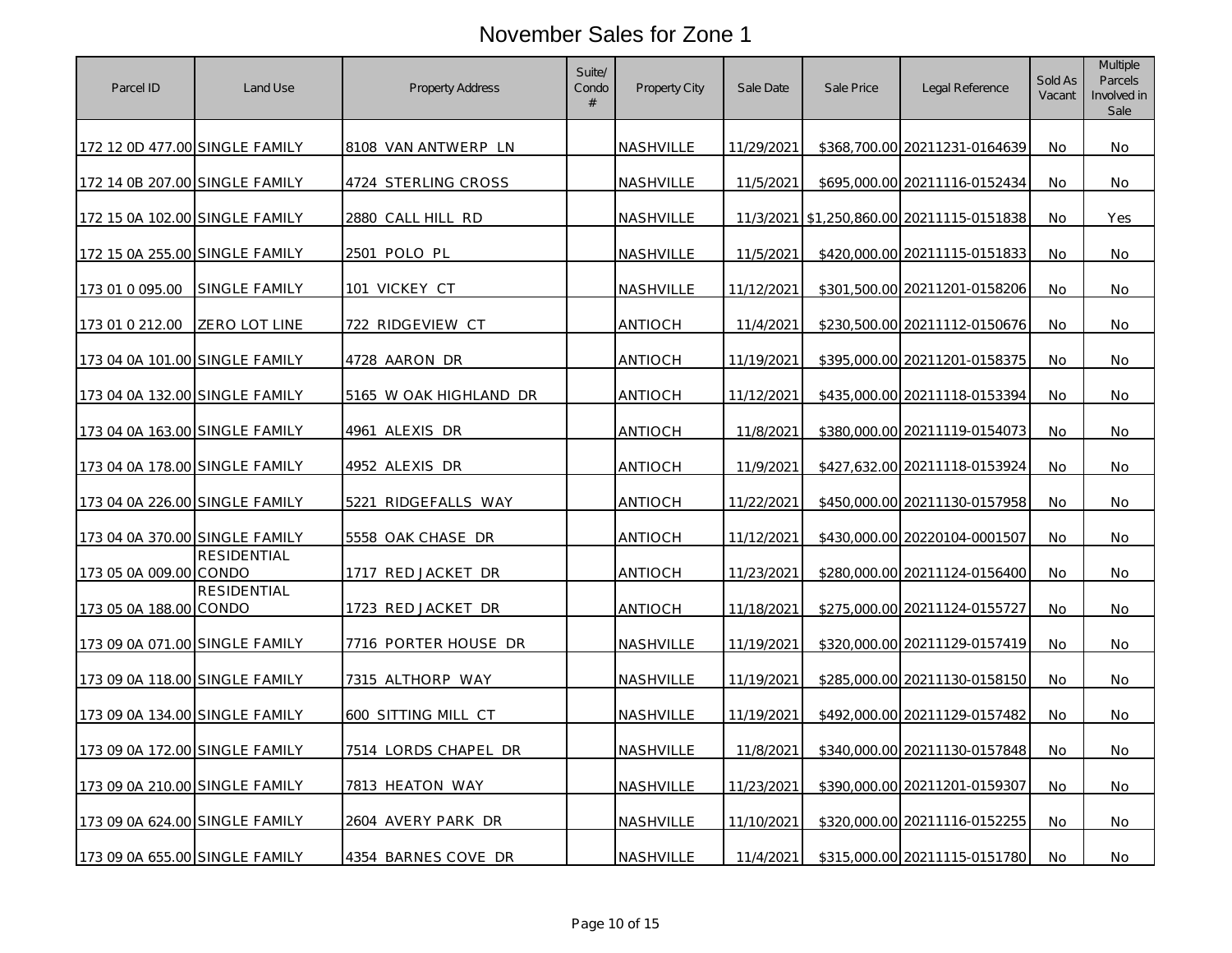# November Sales for Zone 1

| Parcel ID | Land Use | Property Address | Suite/ Condo # | Property City | Sale Date | Sale Price | Legal Reference | Sold As Vacant | Multiple Parcels Involved in Sale |
|---|---|---|---|---|---|---|---|---|---|
| 172 12 0D 477.00 | SINGLE FAMILY | 8108 VAN ANTWERP LN | | NASHVILLE | 11/29/2021 | $368,700.00 | 20211231-0164639 | No | No |
| 172 14 0B 207.00 | SINGLE FAMILY | 4724 STERLING CROSS | | NASHVILLE | 11/5/2021 | $695,000.00 | 20211116-0152434 | No | No |
| 172 15 0A 102.00 | SINGLE FAMILY | 2880 CALL HILL RD | | NASHVILLE | 11/3/2021 | $1,250,860.00 | 20211115-0151838 | No | Yes |
| 172 15 0A 255.00 | SINGLE FAMILY | 2501 POLO PL | | NASHVILLE | 11/5/2021 | $420,000.00 | 20211115-0151833 | No | No |
| 173 01 0 095.00 | SINGLE FAMILY | 101 VICKEY CT | | NASHVILLE | 11/12/2021 | $301,500.00 | 20211201-0158206 | No | No |
| 173 01 0 212.00 | ZERO LOT LINE | 722 RIDGEVIEW CT | | ANTIOCH | 11/4/2021 | $230,500.00 | 20211112-0150676 | No | No |
| 173 04 0A 101.00 | SINGLE FAMILY | 4728 AARON DR | | ANTIOCH | 11/19/2021 | $395,000.00 | 20211201-0158375 | No | No |
| 173 04 0A 132.00 | SINGLE FAMILY | 5165 W OAK HIGHLAND DR | | ANTIOCH | 11/12/2021 | $435,000.00 | 20211118-0153394 | No | No |
| 173 04 0A 163.00 | SINGLE FAMILY | 4961 ALEXIS DR | | ANTIOCH | 11/8/2021 | $380,000.00 | 20211119-0154073 | No | No |
| 173 04 0A 178.00 | SINGLE FAMILY | 4952 ALEXIS DR | | ANTIOCH | 11/9/2021 | $427,632.00 | 20211118-0153924 | No | No |
| 173 04 0A 226.00 | SINGLE FAMILY | 5221 RIDGEFALLS WAY | | ANTIOCH | 11/22/2021 | $450,000.00 | 20211130-0157958 | No | No |
| 173 04 0A 370.00 | SINGLE FAMILY | 5558 OAK CHASE DR | | ANTIOCH | 11/12/2021 | $430,000.00 | 20220104-0001507 | No | No |
| 173 05 0A 009.00 | RESIDENTIAL CONDO | 1717 RED JACKET DR | | ANTIOCH | 11/23/2021 | $280,000.00 | 20211124-0156400 | No | No |
| 173 05 0A 188.00 | RESIDENTIAL CONDO | 1723 RED JACKET DR | | ANTIOCH | 11/18/2021 | $275,000.00 | 20211124-0155727 | No | No |
| 173 09 0A 071.00 | SINGLE FAMILY | 7716 PORTER HOUSE DR | | NASHVILLE | 11/19/2021 | $320,000.00 | 20211129-0157419 | No | No |
| 173 09 0A 118.00 | SINGLE FAMILY | 7315 ALTHORP WAY | | NASHVILLE | 11/19/2021 | $285,000.00 | 20211130-0158150 | No | No |
| 173 09 0A 134.00 | SINGLE FAMILY | 600 SITTING MILL CT | | NASHVILLE | 11/19/2021 | $492,000.00 | 20211129-0157482 | No | No |
| 173 09 0A 172.00 | SINGLE FAMILY | 7514 LORDS CHAPEL DR | | NASHVILLE | 11/8/2021 | $340,000.00 | 20211130-0157848 | No | No |
| 173 09 0A 210.00 | SINGLE FAMILY | 7813 HEATON WAY | | NASHVILLE | 11/23/2021 | $390,000.00 | 20211201-0159307 | No | No |
| 173 09 0A 624.00 | SINGLE FAMILY | 2604 AVERY PARK DR | | NASHVILLE | 11/10/2021 | $320,000.00 | 20211116-0152255 | No | No |
| 173 09 0A 655.00 | SINGLE FAMILY | 4354 BARNES COVE DR | | NASHVILLE | 11/4/2021 | $315,000.00 | 20211115-0151780 | No | No |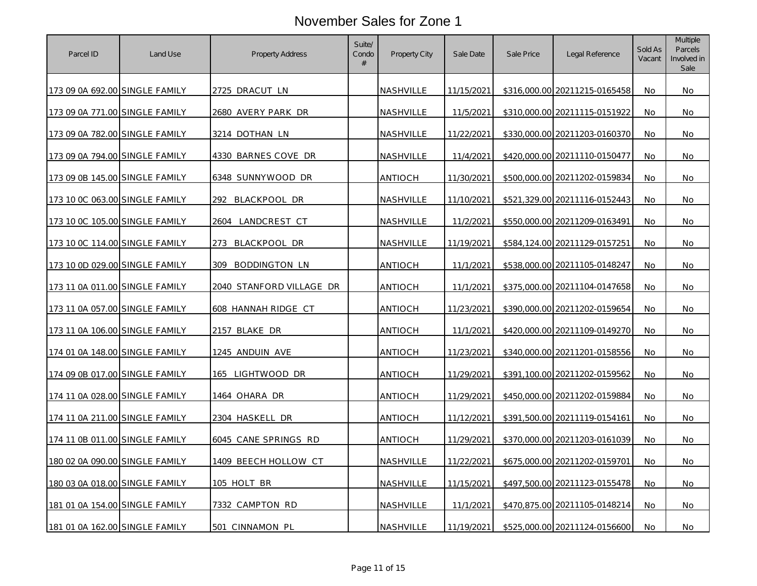# November Sales for Zone 1

| Parcel ID | Land Use | Property Address | Suite/ Condo # | Property City | Sale Date | Sale Price | Legal Reference | Sold As Vacant | Multiple Parcels Involved in Sale |
|---|---|---|---|---|---|---|---|---|---|
| 173 09 0A 692.00 | SINGLE FAMILY | 2725 DRACUT LN | | NASHVILLE | 11/15/2021 | $316,000.00 | 20211215-0165458 | No | No |
| 173 09 0A 771.00 | SINGLE FAMILY | 2680 AVERY PARK DR | | NASHVILLE | 11/5/2021 | $310,000.00 | 20211115-0151922 | No | No |
| 173 09 0A 782.00 | SINGLE FAMILY | 3214 DOTHAN LN | | NASHVILLE | 11/22/2021 | $330,000.00 | 20211203-0160370 | No | No |
| 173 09 0A 794.00 | SINGLE FAMILY | 4330 BARNES COVE DR | | NASHVILLE | 11/4/2021 | $420,000.00 | 20211110-0150477 | No | No |
| 173 09 0B 145.00 | SINGLE FAMILY | 6348 SUNNYWOOD DR | | ANTIOCH | 11/30/2021 | $500,000.00 | 20211202-0159834 | No | No |
| 173 10 0C 063.00 | SINGLE FAMILY | 292 BLACKPOOL DR | | NASHVILLE | 11/10/2021 | $521,329.00 | 20211116-0152443 | No | No |
| 173 10 0C 105.00 | SINGLE FAMILY | 2604 LANDCREST CT | | NASHVILLE | 11/2/2021 | $550,000.00 | 20211209-0163491 | No | No |
| 173 10 0C 114.00 | SINGLE FAMILY | 273 BLACKPOOL DR | | NASHVILLE | 11/19/2021 | $584,124.00 | 20211129-0157251 | No | No |
| 173 10 0D 029.00 | SINGLE FAMILY | 309 BODDINGTON LN | | ANTIOCH | 11/1/2021 | $538,000.00 | 20211105-0148247 | No | No |
| 173 11 0A 011.00 | SINGLE FAMILY | 2040 STANFORD VILLAGE DR | | ANTIOCH | 11/1/2021 | $375,000.00 | 20211104-0147658 | No | No |
| 173 11 0A 057.00 | SINGLE FAMILY | 608 HANNAH RIDGE CT | | ANTIOCH | 11/23/2021 | $390,000.00 | 20211202-0159654 | No | No |
| 173 11 0A 106.00 | SINGLE FAMILY | 2157 BLAKE DR | | ANTIOCH | 11/1/2021 | $420,000.00 | 20211109-0149270 | No | No |
| 174 01 0A 148.00 | SINGLE FAMILY | 1245 ANDUIN AVE | | ANTIOCH | 11/23/2021 | $340,000.00 | 20211201-0158556 | No | No |
| 174 09 0B 017.00 | SINGLE FAMILY | 165 LIGHTWOOD DR | | ANTIOCH | 11/29/2021 | $391,100.00 | 20211202-0159562 | No | No |
| 174 11 0A 028.00 | SINGLE FAMILY | 1464 OHARA DR | | ANTIOCH | 11/29/2021 | $450,000.00 | 20211202-0159884 | No | No |
| 174 11 0A 211.00 | SINGLE FAMILY | 2304 HASKELL DR | | ANTIOCH | 11/12/2021 | $391,500.00 | 20211119-0154161 | No | No |
| 174 11 0B 011.00 | SINGLE FAMILY | 6045 CANE SPRINGS RD | | ANTIOCH | 11/29/2021 | $370,000.00 | 20211203-0161039 | No | No |
| 180 02 0A 090.00 | SINGLE FAMILY | 1409 BEECH HOLLOW CT | | NASHVILLE | 11/22/2021 | $675,000.00 | 20211202-0159701 | No | No |
| 180 03 0A 018.00 | SINGLE FAMILY | 105 HOLT BR | | NASHVILLE | 11/15/2021 | $497,500.00 | 20211123-0155478 | No | No |
| 181 01 0A 154.00 | SINGLE FAMILY | 7332 CAMPTON RD | | NASHVILLE | 11/1/2021 | $470,875.00 | 20211105-0148214 | No | No |
| 181 01 0A 162.00 | SINGLE FAMILY | 501 CINNAMON PL | | NASHVILLE | 11/19/2021 | $525,000.00 | 20211124-0156600 | No | No |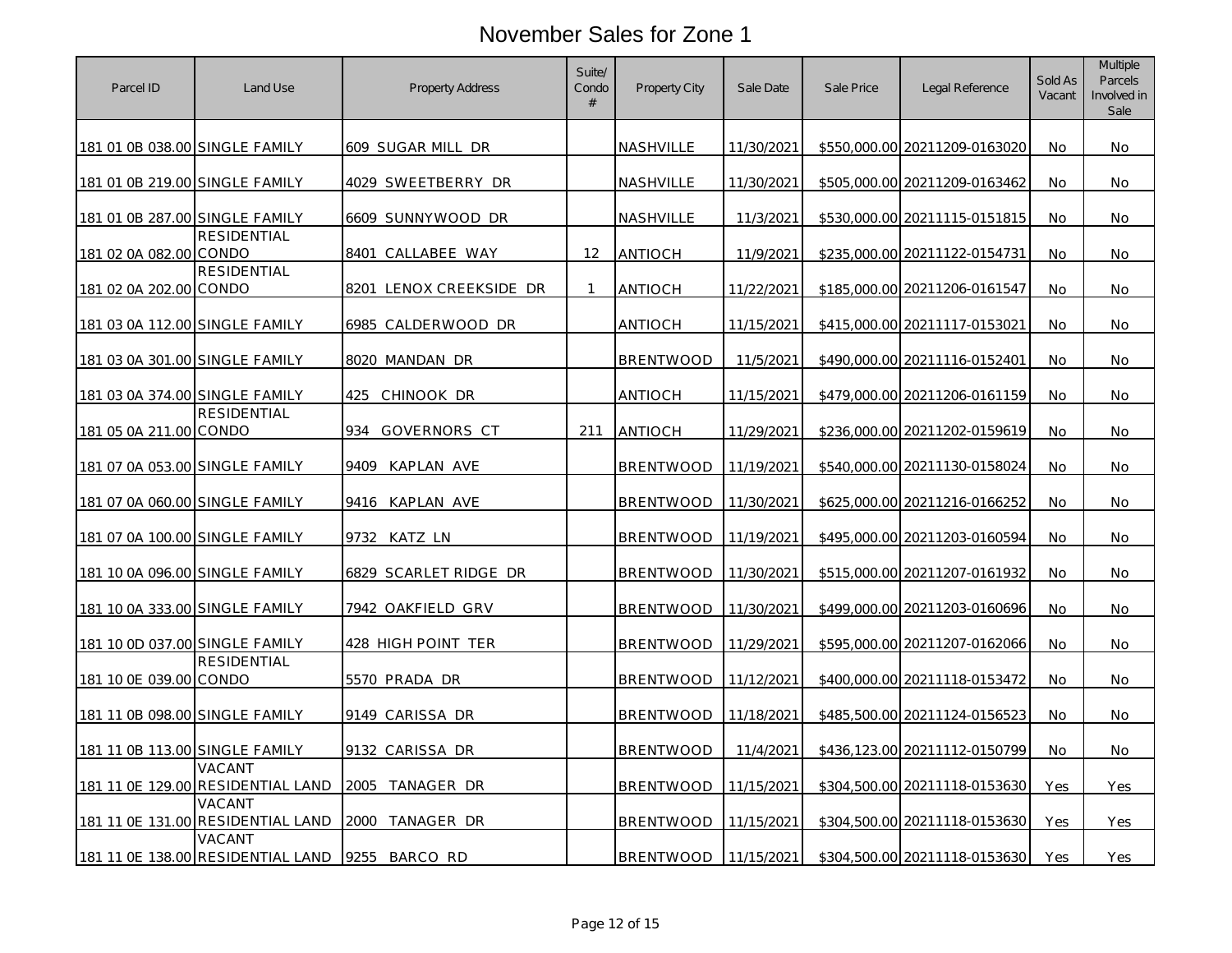# November Sales for Zone 1

| Parcel ID | Land Use | Property Address | Suite/ Condo # | Property City | Sale Date | Sale Price | Legal Reference | Sold As Vacant | Multiple Parcels Involved in Sale |
|---|---|---|---|---|---|---|---|---|---|
| 181 01 0B 038.00 | SINGLE FAMILY | 609 SUGAR MILL DR | | NASHVILLE | 11/30/2021 | $550,000.00 | 20211209-0163020 | No | No |
| 181 01 0B 219.00 | SINGLE FAMILY | 4029 SWEETBERRY DR | | NASHVILLE | 11/30/2021 | $505,000.00 | 20211209-0163462 | No | No |
| 181 01 0B 287.00 | SINGLE FAMILY | 6609 SUNNYWOOD DR | | NASHVILLE | 11/3/2021 | $530,000.00 | 20211115-0151815 | No | No |
| 181 02 0A 082.00 | RESIDENTIAL CONDO | 8401 CALLABEE WAY | 12 | ANTIOCH | 11/9/2021 | $235,000.00 | 20211122-0154731 | No | No |
| 181 02 0A 202.00 | RESIDENTIAL CONDO | 8201 LENOX CREEKSIDE DR | 1 | ANTIOCH | 11/22/2021 | $185,000.00 | 20211206-0161547 | No | No |
| 181 03 0A 112.00 | SINGLE FAMILY | 6985 CALDERWOOD DR | | ANTIOCH | 11/15/2021 | $415,000.00 | 20211117-0153021 | No | No |
| 181 03 0A 301.00 | SINGLE FAMILY | 8020 MANDAN DR | | BRENTWOOD | 11/5/2021 | $490,000.00 | 20211116-0152401 | No | No |
| 181 03 0A 374.00 | SINGLE FAMILY | 425 CHINOOK DR | | ANTIOCH | 11/15/2021 | $479,000.00 | 20211206-0161159 | No | No |
| 181 05 0A 211.00 | RESIDENTIAL CONDO | 934 GOVERNORS CT | 211 | ANTIOCH | 11/29/2021 | $236,000.00 | 20211202-0159619 | No | No |
| 181 07 0A 053.00 | SINGLE FAMILY | 9409 KAPLAN AVE | | BRENTWOOD | 11/19/2021 | $540,000.00 | 20211130-0158024 | No | No |
| 181 07 0A 060.00 | SINGLE FAMILY | 9416 KAPLAN AVE | | BRENTWOOD | 11/30/2021 | $625,000.00 | 20211216-0166252 | No | No |
| 181 07 0A 100.00 | SINGLE FAMILY | 9732 KATZ LN | | BRENTWOOD | 11/19/2021 | $495,000.00 | 20211203-0160594 | No | No |
| 181 10 0A 096.00 | SINGLE FAMILY | 6829 SCARLET RIDGE DR | | BRENTWOOD | 11/30/2021 | $515,000.00 | 20211207-0161932 | No | No |
| 181 10 0A 333.00 | SINGLE FAMILY | 7942 OAKFIELD GRV | | BRENTWOOD | 11/30/2021 | $499,000.00 | 20211203-0160696 | No | No |
| 181 10 0D 037.00 | SINGLE FAMILY | 428 HIGH POINT TER | | BRENTWOOD | 11/29/2021 | $595,000.00 | 20211207-0162066 | No | No |
| 181 10 0E 039.00 | RESIDENTIAL CONDO | 5570 PRADA DR | | BRENTWOOD | 11/12/2021 | $400,000.00 | 20211118-0153472 | No | No |
| 181 11 0B 098.00 | SINGLE FAMILY | 9149 CARISSA DR | | BRENTWOOD | 11/18/2021 | $485,500.00 | 20211124-0156523 | No | No |
| 181 11 0B 113.00 | SINGLE FAMILY | 9132 CARISSA DR | | BRENTWOOD | 11/4/2021 | $436,123.00 | 20211112-0150799 | No | No |
| 181 11 0E 129.00 | VACANT RESIDENTIAL LAND | 2005 TANAGER DR | | BRENTWOOD | 11/15/2021 | $304,500.00 | 20211118-0153630 | Yes | Yes |
| 181 11 0E 131.00 | VACANT RESIDENTIAL LAND | 2000 TANAGER DR | | BRENTWOOD | 11/15/2021 | $304,500.00 | 20211118-0153630 | Yes | Yes |
| 181 11 0E 138.00 | VACANT RESIDENTIAL LAND | 9255 BARCO RD | | BRENTWOOD | 11/15/2021 | $304,500.00 | 20211118-0153630 | Yes | Yes |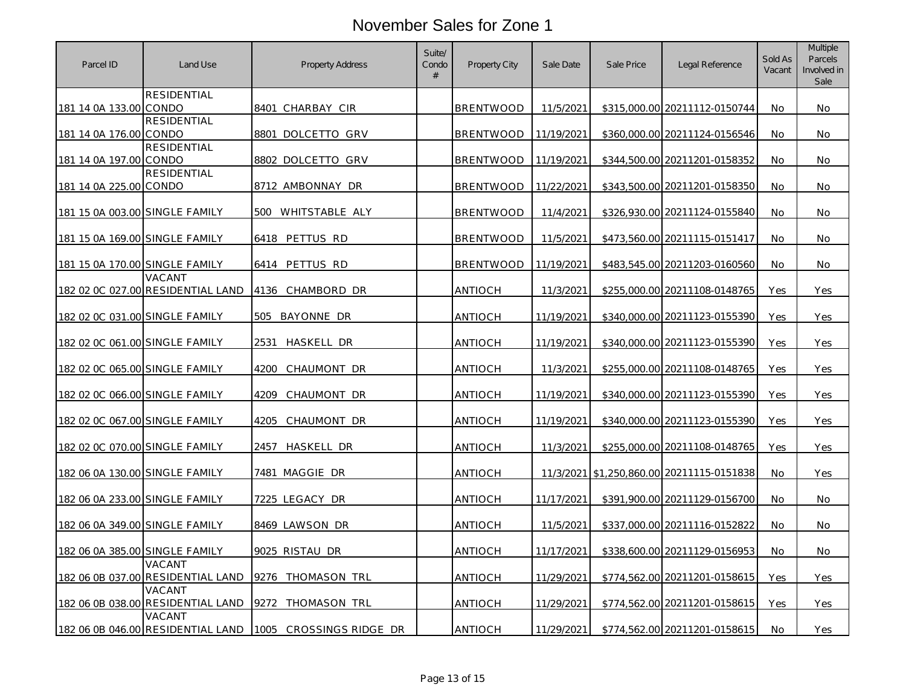# November Sales for Zone 1

| Parcel ID | Land Use | Property Address | Suite/ Condo # | Property City | Sale Date | Sale Price | Legal Reference | Sold As Vacant | Multiple Parcels Involved in Sale |
|---|---|---|---|---|---|---|---|---|---|
| 181 14 0A 133.00 | RESIDENTIAL CONDO | 8401 CHARBAY CIR | | BRENTWOOD | 11/5/2021 | $315,000.00 | 20211112-0150744 | No | No |
| 181 14 0A 176.00 | RESIDENTIAL CONDO | 8801 DOLCETTO GRV | | BRENTWOOD | 11/19/2021 | $360,000.00 | 20211124-0156546 | No | No |
| 181 14 0A 197.00 | RESIDENTIAL CONDO | 8802 DOLCETTO GRV | | BRENTWOOD | 11/19/2021 | $344,500.00 | 20211201-0158352 | No | No |
| 181 14 0A 225.00 | RESIDENTIAL CONDO | 8712 AMBONNAY DR | | BRENTWOOD | 11/22/2021 | $343,500.00 | 20211201-0158350 | No | No |
| 181 15 0A 003.00 | SINGLE FAMILY | 500 WHITSTABLE ALY | | BRENTWOOD | 11/4/2021 | $326,930.00 | 20211124-0155840 | No | No |
| 181 15 0A 169.00 | SINGLE FAMILY | 6418 PETTUS RD | | BRENTWOOD | 11/5/2021 | $473,560.00 | 20211115-0151417 | No | No |
| 181 15 0A 170.00 | SINGLE FAMILY | 6414 PETTUS RD | | BRENTWOOD | 11/19/2021 | $483,545.00 | 20211203-0160560 | No | No |
| 182 02 0C 027.00 | VACANT RESIDENTIAL LAND | 4136 CHAMBORD DR | | ANTIOCH | 11/3/2021 | $255,000.00 | 20211108-0148765 | Yes | Yes |
| 182 02 0C 031.00 | SINGLE FAMILY | 505 BAYONNE DR | | ANTIOCH | 11/19/2021 | $340,000.00 | 20211123-0155390 | Yes | Yes |
| 182 02 0C 061.00 | SINGLE FAMILY | 2531 HASKELL DR | | ANTIOCH | 11/19/2021 | $340,000.00 | 20211123-0155390 | Yes | Yes |
| 182 02 0C 065.00 | SINGLE FAMILY | 4200 CHAUMONT DR | | ANTIOCH | 11/3/2021 | $255,000.00 | 20211108-0148765 | Yes | Yes |
| 182 02 0C 066.00 | SINGLE FAMILY | 4209 CHAUMONT DR | | ANTIOCH | 11/19/2021 | $340,000.00 | 20211123-0155390 | Yes | Yes |
| 182 02 0C 067.00 | SINGLE FAMILY | 4205 CHAUMONT DR | | ANTIOCH | 11/19/2021 | $340,000.00 | 20211123-0155390 | Yes | Yes |
| 182 02 0C 070.00 | SINGLE FAMILY | 2457 HASKELL DR | | ANTIOCH | 11/3/2021 | $255,000.00 | 20211108-0148765 | Yes | Yes |
| 182 06 0A 130.00 | SINGLE FAMILY | 7481 MAGGIE DR | | ANTIOCH | 11/3/2021 | $1,250,860.00 | 20211115-0151838 | No | Yes |
| 182 06 0A 233.00 | SINGLE FAMILY | 7225 LEGACY DR | | ANTIOCH | 11/17/2021 | $391,900.00 | 20211129-0156700 | No | No |
| 182 06 0A 349.00 | SINGLE FAMILY | 8469 LAWSON DR | | ANTIOCH | 11/5/2021 | $337,000.00 | 20211116-0152822 | No | No |
| 182 06 0A 385.00 | SINGLE FAMILY | 9025 RISTAU DR | | ANTIOCH | 11/17/2021 | $338,600.00 | 20211129-0156953 | No | No |
| 182 06 0B 037.00 | VACANT RESIDENTIAL LAND | 9276 THOMASON TRL | | ANTIOCH | 11/29/2021 | $774,562.00 | 20211201-0158615 | Yes | Yes |
| 182 06 0B 038.00 | VACANT RESIDENTIAL LAND | 9272 THOMASON TRL | | ANTIOCH | 11/29/2021 | $774,562.00 | 20211201-0158615 | Yes | Yes |
| 182 06 0B 046.00 | VACANT RESIDENTIAL LAND | 1005 CROSSINGS RIDGE DR | | ANTIOCH | 11/29/2021 | $774,562.00 | 20211201-0158615 | No | Yes |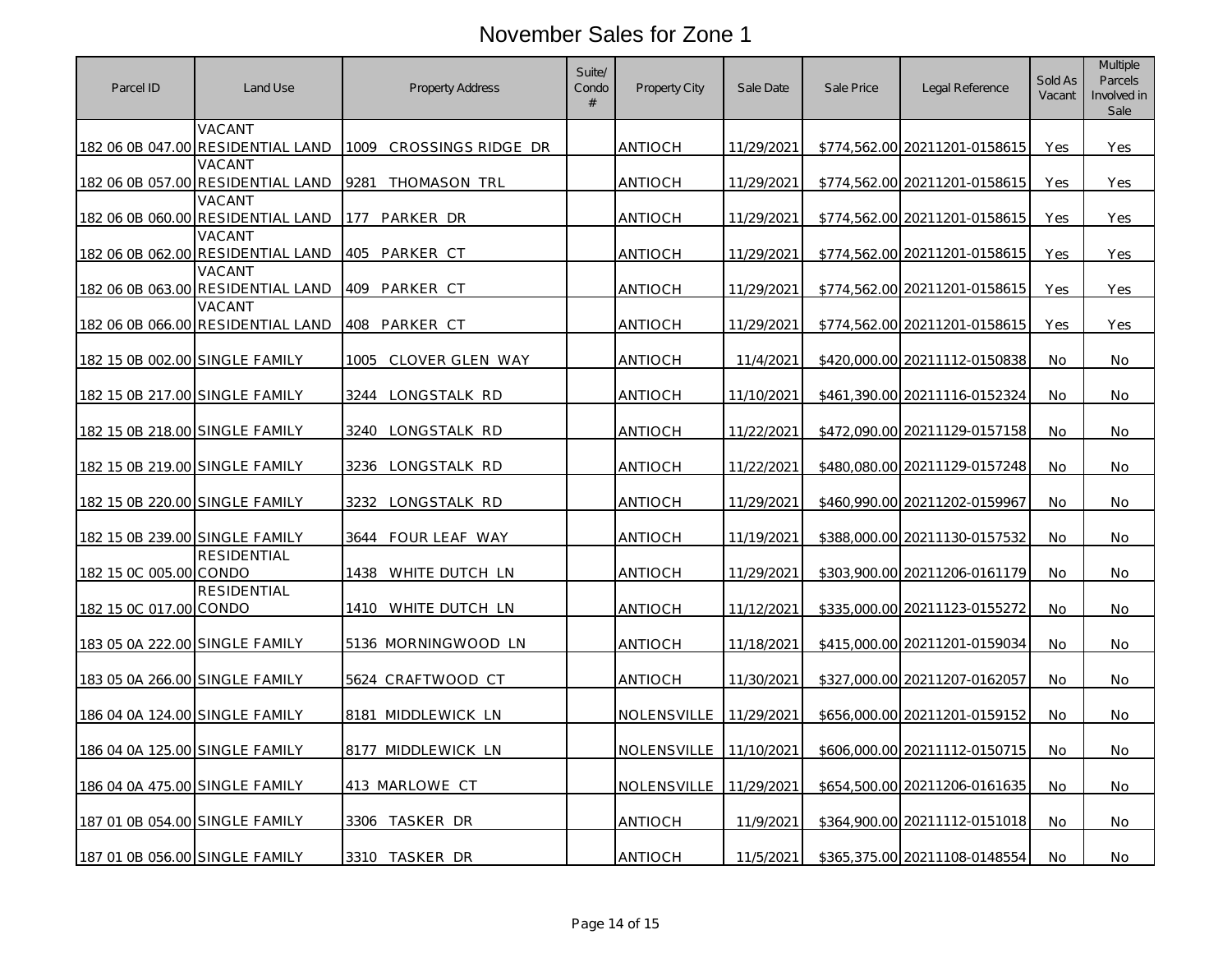# November Sales for Zone 1

| Parcel ID | Land Use | Property Address | Suite/ Condo # | Property City | Sale Date | Sale Price | Legal Reference | Sold As Vacant | Multiple Parcels Involved in Sale |
|---|---|---|---|---|---|---|---|---|---|
| 182 06 0B 047.00 | VACANT RESIDENTIAL LAND | 1009 CROSSINGS RIDGE DR | | ANTIOCH | 11/29/2021 | $774,562.00 | 20211201-0158615 | Yes | Yes |
| 182 06 0B 057.00 | VACANT RESIDENTIAL LAND | 9281 THOMASON TRL | | ANTIOCH | 11/29/2021 | $774,562.00 | 20211201-0158615 | Yes | Yes |
| 182 06 0B 060.00 | VACANT RESIDENTIAL LAND | 177 PARKER DR | | ANTIOCH | 11/29/2021 | $774,562.00 | 20211201-0158615 | Yes | Yes |
| 182 06 0B 062.00 | VACANT RESIDENTIAL LAND | 405 PARKER CT | | ANTIOCH | 11/29/2021 | $774,562.00 | 20211201-0158615 | Yes | Yes |
| 182 06 0B 063.00 | VACANT RESIDENTIAL LAND | 409 PARKER CT | | ANTIOCH | 11/29/2021 | $774,562.00 | 20211201-0158615 | Yes | Yes |
| 182 06 0B 066.00 | VACANT RESIDENTIAL LAND | 408 PARKER CT | | ANTIOCH | 11/29/2021 | $774,562.00 | 20211201-0158615 | Yes | Yes |
| 182 15 0B 002.00 | SINGLE FAMILY | 1005 CLOVER GLEN WAY | | ANTIOCH | 11/4/2021 | $420,000.00 | 20211112-0150838 | No | No |
| 182 15 0B 217.00 | SINGLE FAMILY | 3244 LONGSTALK RD | | ANTIOCH | 11/10/2021 | $461,390.00 | 20211116-0152324 | No | No |
| 182 15 0B 218.00 | SINGLE FAMILY | 3240 LONGSTALK RD | | ANTIOCH | 11/22/2021 | $472,090.00 | 20211129-0157158 | No | No |
| 182 15 0B 219.00 | SINGLE FAMILY | 3236 LONGSTALK RD | | ANTIOCH | 11/22/2021 | $480,080.00 | 20211129-0157248 | No | No |
| 182 15 0B 220.00 | SINGLE FAMILY | 3232 LONGSTALK RD | | ANTIOCH | 11/29/2021 | $460,990.00 | 20211202-0159967 | No | No |
| 182 15 0B 239.00 | SINGLE FAMILY | 3644 FOUR LEAF WAY | | ANTIOCH | 11/19/2021 | $388,000.00 | 20211130-0157532 | No | No |
| 182 15 0C 005.00 | RESIDENTIAL CONDO | 1438 WHITE DUTCH LN | | ANTIOCH | 11/29/2021 | $303,900.00 | 20211206-0161179 | No | No |
| 182 15 0C 017.00 | RESIDENTIAL CONDO | 1410 WHITE DUTCH LN | | ANTIOCH | 11/12/2021 | $335,000.00 | 20211123-0155272 | No | No |
| 183 05 0A 222.00 | SINGLE FAMILY | 5136 MORNINGWOOD LN | | ANTIOCH | 11/18/2021 | $415,000.00 | 20211201-0159034 | No | No |
| 183 05 0A 266.00 | SINGLE FAMILY | 5624 CRAFTWOOD CT | | ANTIOCH | 11/30/2021 | $327,000.00 | 20211207-0162057 | No | No |
| 186 04 0A 124.00 | SINGLE FAMILY | 8181 MIDDLEWICK LN | | NOLENSVILLE | 11/29/2021 | $656,000.00 | 20211201-0159152 | No | No |
| 186 04 0A 125.00 | SINGLE FAMILY | 8177 MIDDLEWICK LN | | NOLENSVILLE | 11/10/2021 | $606,000.00 | 20211112-0150715 | No | No |
| 186 04 0A 475.00 | SINGLE FAMILY | 413 MARLOWE CT | | NOLENSVILLE | 11/29/2021 | $654,500.00 | 20211206-0161635 | No | No |
| 187 01 0B 054.00 | SINGLE FAMILY | 3306 TASKER DR | | ANTIOCH | 11/9/2021 | $364,900.00 | 20211112-0151018 | No | No |
| 187 01 0B 056.00 | SINGLE FAMILY | 3310 TASKER DR | | ANTIOCH | 11/5/2021 | $365,375.00 | 20211108-0148554 | No | No |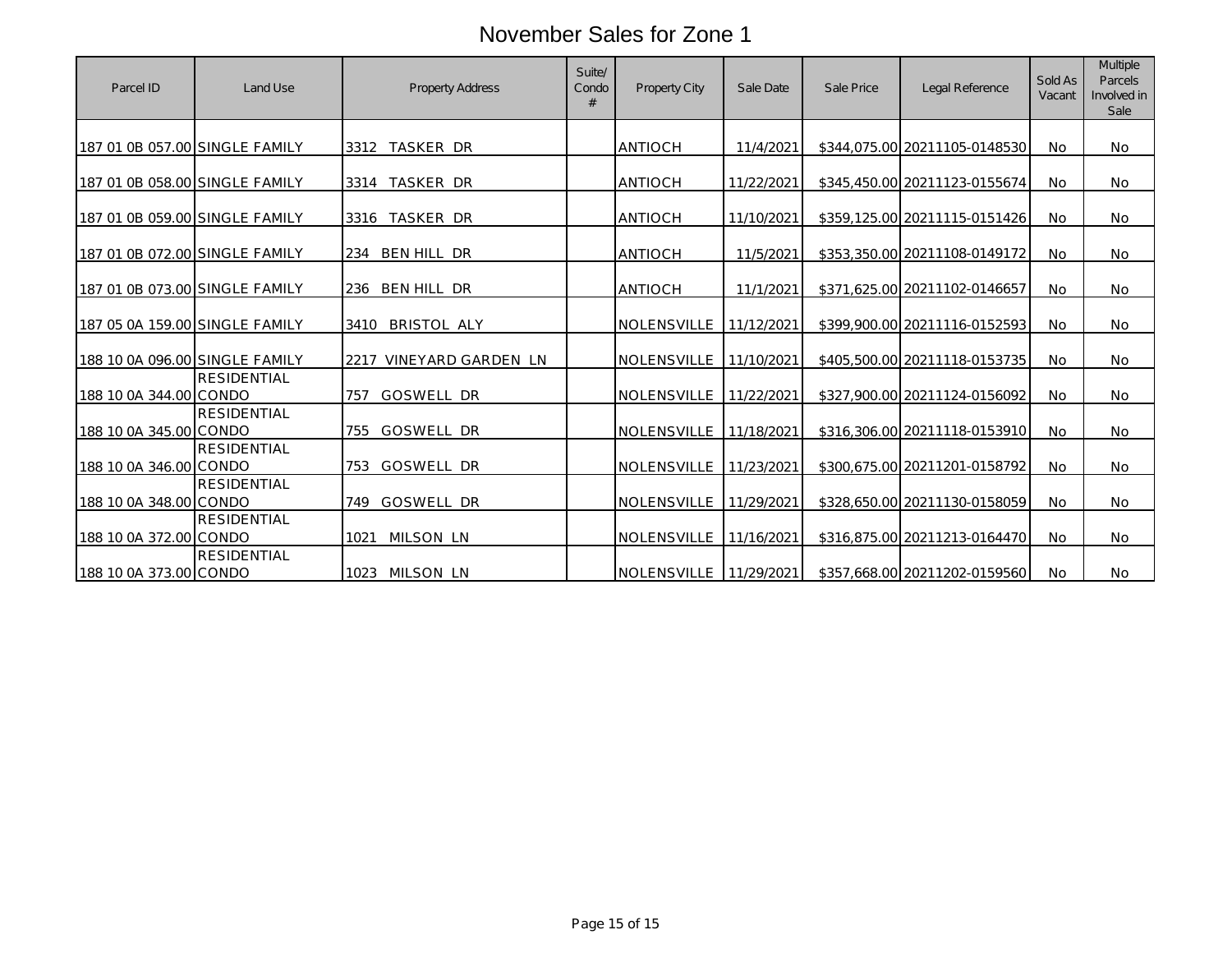# November Sales for Zone 1

| Parcel ID | Land Use | Property Address | Suite/ Condo # | Property City | Sale Date | Sale Price | Legal Reference | Sold As Vacant | Multiple Parcels Involved in Sale |
|---|---|---|---|---|---|---|---|---|---|
| 187 01 0B 057.00 | SINGLE FAMILY | 3312 TASKER DR | | ANTIOCH | 11/4/2021 | $344,075.00 | 20211105-0148530 | No | No |
| 187 01 0B 058.00 | SINGLE FAMILY | 3314 TASKER DR | | ANTIOCH | 11/22/2021 | $345,450.00 | 20211123-0155674 | No | No |
| 187 01 0B 059.00 | SINGLE FAMILY | 3316 TASKER DR | | ANTIOCH | 11/10/2021 | $359,125.00 | 20211115-0151426 | No | No |
| 187 01 0B 072.00 | SINGLE FAMILY | 234 BEN HILL DR | | ANTIOCH | 11/5/2021 | $353,350.00 | 20211108-0149172 | No | No |
| 187 01 0B 073.00 | SINGLE FAMILY | 236 BEN HILL DR | | ANTIOCH | 11/1/2021 | $371,625.00 | 20211102-0146657 | No | No |
| 187 05 0A 159.00 | SINGLE FAMILY | 3410 BRISTOL ALY | | NOLENSVILLE | 11/12/2021 | $399,900.00 | 20211116-0152593 | No | No |
| 188 10 0A 096.00 | SINGLE FAMILY | 2217 VINEYARD GARDEN LN | | NOLENSVILLE | 11/10/2021 | $405,500.00 | 20211118-0153735 | No | No |
| 188 10 0A 344.00 | RESIDENTIAL CONDO | 757 GOSWELL DR | | NOLENSVILLE | 11/22/2021 | $327,900.00 | 20211124-0156092 | No | No |
| 188 10 0A 345.00 | RESIDENTIAL CONDO | 755 GOSWELL DR | | NOLENSVILLE | 11/18/2021 | $316,306.00 | 20211118-0153910 | No | No |
| 188 10 0A 346.00 | RESIDENTIAL CONDO | 753 GOSWELL DR | | NOLENSVILLE | 11/23/2021 | $300,675.00 | 20211201-0158792 | No | No |
| 188 10 0A 348.00 | RESIDENTIAL CONDO | 749 GOSWELL DR | | NOLENSVILLE | 11/29/2021 | $328,650.00 | 20211130-0158059 | No | No |
| 188 10 0A 372.00 | RESIDENTIAL CONDO | 1021 MILSON LN | | NOLENSVILLE | 11/16/2021 | $316,875.00 | 20211213-0164470 | No | No |
| 188 10 0A 373.00 | RESIDENTIAL CONDO | 1023 MILSON LN | | NOLENSVILLE | 11/29/2021 | $357,668.00 | 20211202-0159560 | No | No |